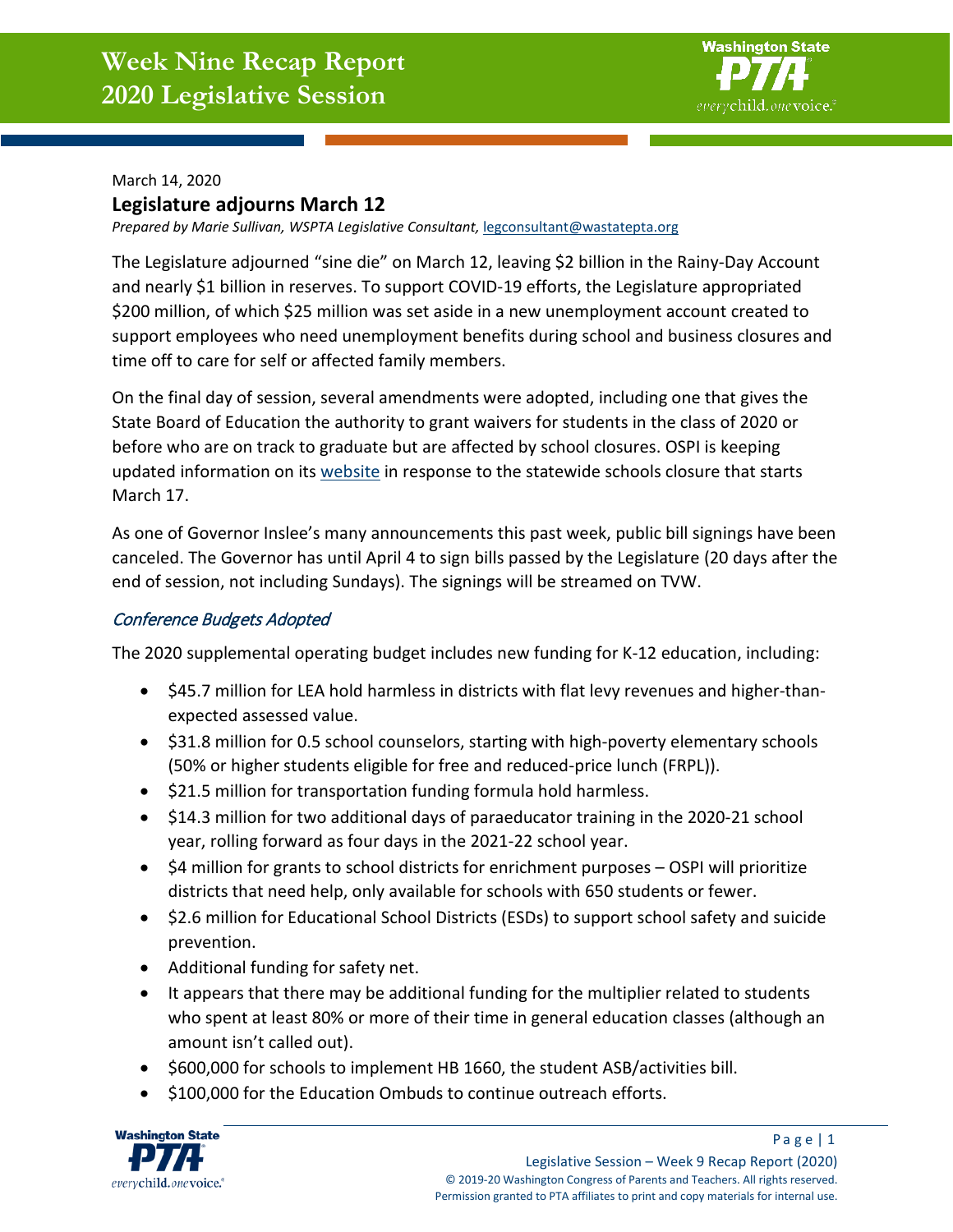# Week Nine Recap Report
# 2020 Legislative Session

March 14, 2020

## Legislature adjourns March 12

*Prepared by Marie Sullivan, WSPTA Legislative Consultant,* [legconsultant@wastatepta.org](mailto:legconsultant@wastatepta.org)

The Legislature adjourned "sine die" on March 12, leaving $2 billion in the Rainy-Day Account and nearly $1 billion in reserves. To support COVID-19 efforts, the Legislature appropriated $200 million, of which $25 million was set aside in a new unemployment account created to support employees who need unemployment benefits during school and business closures and time off to care for self or affected family members.

On the final day of session, several amendments were adopted, including one that gives the State Board of Education the authority to grant waivers for students in the class of 2020 or before who are on track to graduate but are affected by school closures. OSPI is keeping updated information on its website in response to the statewide schools closure that starts March 17.

As one of Governor Inslee's many announcements this past week, public bill signings have been canceled. The Governor has until April 4 to sign bills passed by the Legislature (20 days after the end of session, not including Sundays). The signings will be streamed on TVW.

### *Conference Budgets Adopted*

The 2020 supplemental operating budget includes new funding for K-12 education, including:

- $45.7 million for LEA hold harmless in districts with flat levy revenues and higher-than-expected assessed value.
- $31.8 million for 0.5 school counselors, starting with high-poverty elementary schools (50% or higher students eligible for free and reduced-price lunch (FRPL)).
- $21.5 million for transportation funding formula hold harmless.
- $14.3 million for two additional days of paraeducator training in the 2020-21 school year, rolling forward as four days in the 2021-22 school year.
- $4 million for grants to school districts for enrichment purposes – OSPI will prioritize districts that need help, only available for schools with 650 students or fewer.
- $2.6 million for Educational School Districts (ESDs) to support school safety and suicide prevention.
- Additional funding for safety net.
- It appears that there may be additional funding for the multiplier related to students who spent at least 80% or more of their time in general education classes (although an amount isn't called out).
- $600,000 for schools to implement HB 1660, the student ASB/activities bill.
- $100,000 for the Education Ombuds to continue outreach efforts.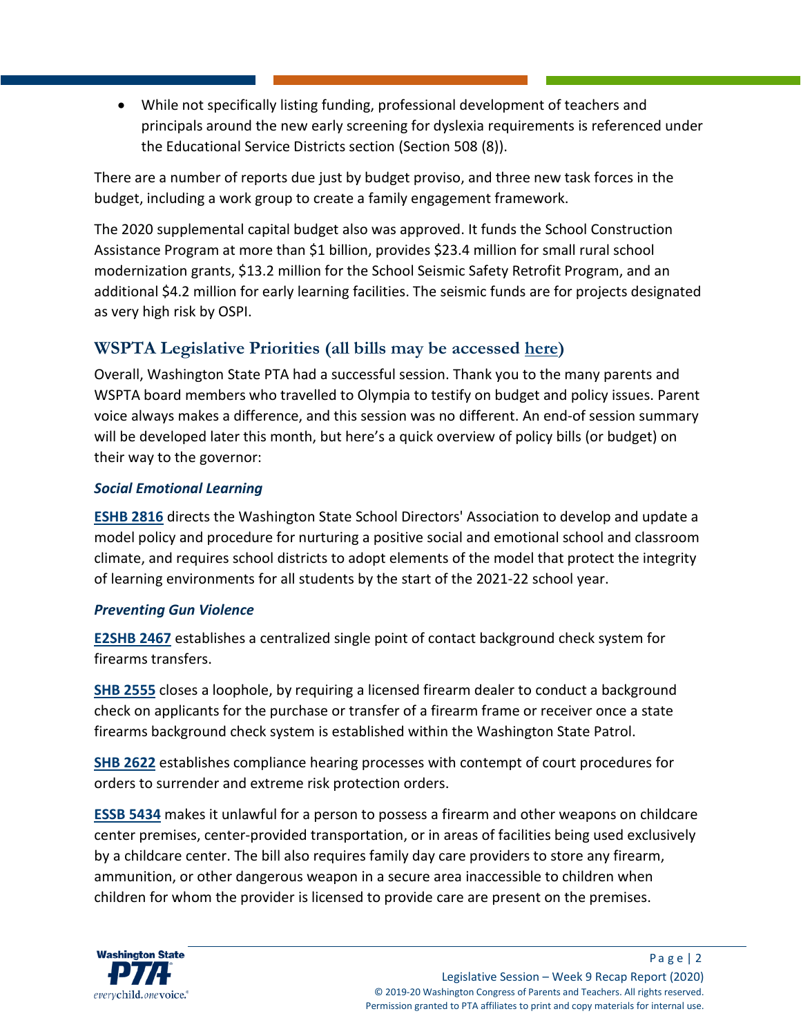- While not specifically listing funding, professional development of teachers and principals around the new early screening for dyslexia requirements is referenced under the Educational Service Districts section (Section 508 (8)).

There are a number of reports due just by budget proviso, and three new task forces in the budget, including a work group to create a family engagement framework.

The 2020 supplemental capital budget also was approved. It funds the School Construction Assistance Program at more than $1 billion, provides $23.4 million for small rural school modernization grants, $13.2 million for the School Seismic Safety Retrofit Program, and an additional $4.2 million for early learning facilities. The seismic funds are for projects designated as very high risk by OSPI.

## WSPTA Legislative Priorities (all bills may be accessed here)

Overall, Washington State PTA had a successful session. Thank you to the many parents and WSPTA board members who travelled to Olympia to testify on budget and policy issues. Parent voice always makes a difference, and this session was no different. An end-of session summary will be developed later this month, but here's a quick overview of policy bills (or budget) on their way to the governor:

### *Social Emotional Learning*

**ESHB 2816** directs the Washington State School Directors' Association to develop and update a model policy and procedure for nurturing a positive social and emotional school and classroom climate, and requires school districts to adopt elements of the model that protect the integrity of learning environments for all students by the start of the 2021-22 school year.

### *Preventing Gun Violence*

**E2SHB 2467** establishes a centralized single point of contact background check system for firearms transfers.

**SHB 2555** closes a loophole, by requiring a licensed firearm dealer to conduct a background check on applicants for the purchase or transfer of a firearm frame or receiver once a state firearms background check system is established within the Washington State Patrol.

**SHB 2622** establishes compliance hearing processes with contempt of court procedures for orders to surrender and extreme risk protection orders.

**ESSB 5434** makes it unlawful for a person to possess a firearm and other weapons on childcare center premises, center-provided transportation, or in areas of facilities being used exclusively by a childcare center. The bill also requires family day care providers to store any firearm, ammunition, or other dangerous weapon in a secure area inaccessible to children when children for whom the provider is licensed to provide care are present on the premises.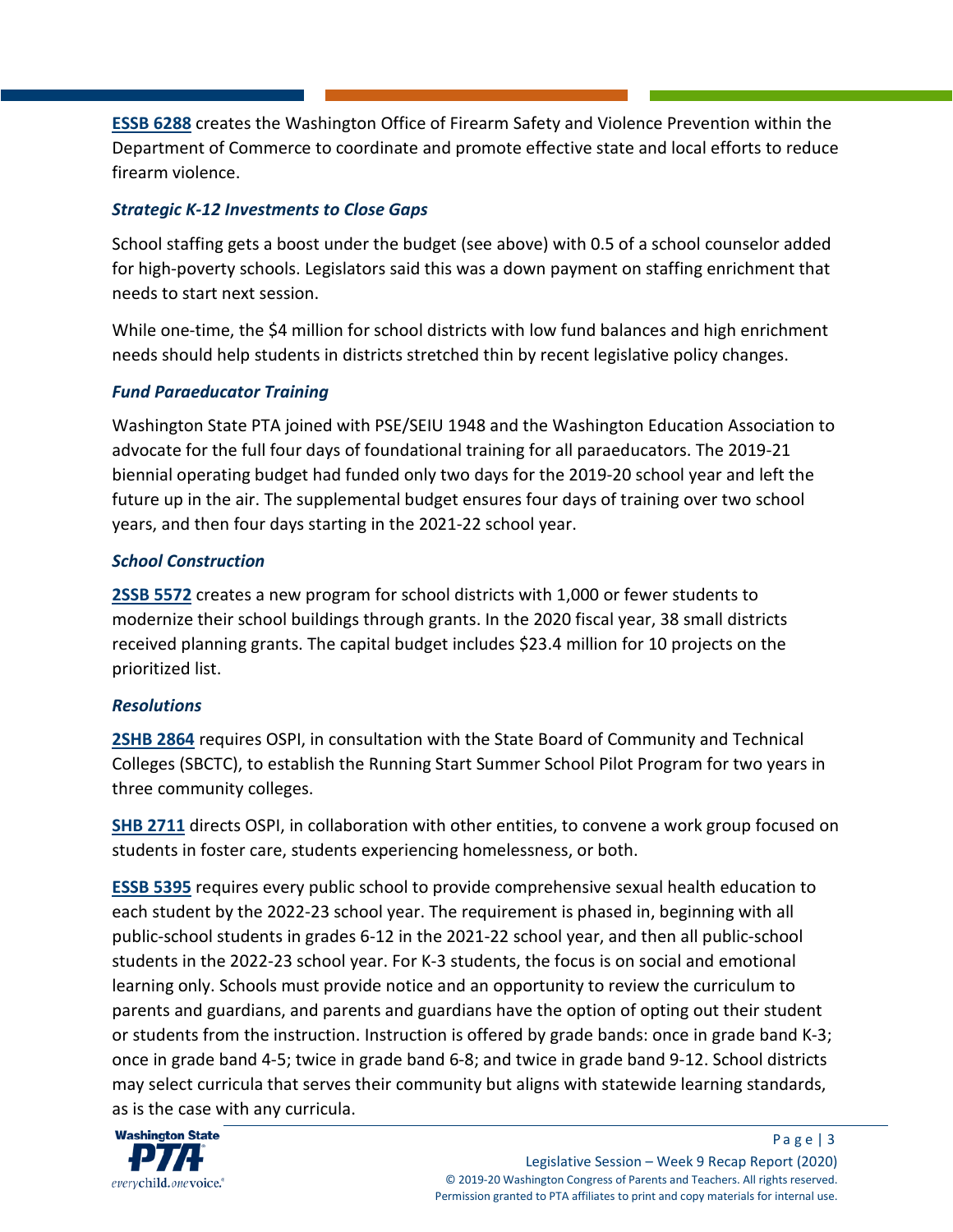**ESSB 6288** creates the Washington Office of Firearm Safety and Violence Prevention within the Department of Commerce to coordinate and promote effective state and local efforts to reduce firearm violence.

### *Strategic K-12 Investments to Close Gaps*

School staffing gets a boost under the budget (see above) with 0.5 of a school counselor added for high-poverty schools. Legislators said this was a down payment on staffing enrichment that needs to start next session.

While one-time, the $4 million for school districts with low fund balances and high enrichment needs should help students in districts stretched thin by recent legislative policy changes.

### *Fund Paraeducator Training*

Washington State PTA joined with PSE/SEIU 1948 and the Washington Education Association to advocate for the full four days of foundational training for all paraeducators. The 2019-21 biennial operating budget had funded only two days for the 2019-20 school year and left the future up in the air. The supplemental budget ensures four days of training over two school years, and then four days starting in the 2021-22 school year.

### *School Construction*

**2SSB 5572** creates a new program for school districts with 1,000 or fewer students to modernize their school buildings through grants. In the 2020 fiscal year, 38 small districts received planning grants. The capital budget includes $23.4 million for 10 projects on the prioritized list.

### *Resolutions*

**2SHB 2864** requires OSPI, in consultation with the State Board of Community and Technical Colleges (SBCTC), to establish the Running Start Summer School Pilot Program for two years in three community colleges.

**SHB 2711** directs OSPI, in collaboration with other entities, to convene a work group focused on students in foster care, students experiencing homelessness, or both.

**ESSB 5395** requires every public school to provide comprehensive sexual health education to each student by the 2022-23 school year. The requirement is phased in, beginning with all public-school students in grades 6-12 in the 2021-22 school year, and then all public-school students in the 2022-23 school year. For K-3 students, the focus is on social and emotional learning only. Schools must provide notice and an opportunity to review the curriculum to parents and guardians, and parents and guardians have the option of opting out their student or students from the instruction. Instruction is offered by grade bands: once in grade band K-3; once in grade band 4-5; twice in grade band 6-8; and twice in grade band 9-12. School districts may select curricula that serves their community but aligns with statewide learning standards, as is the case with any curricula.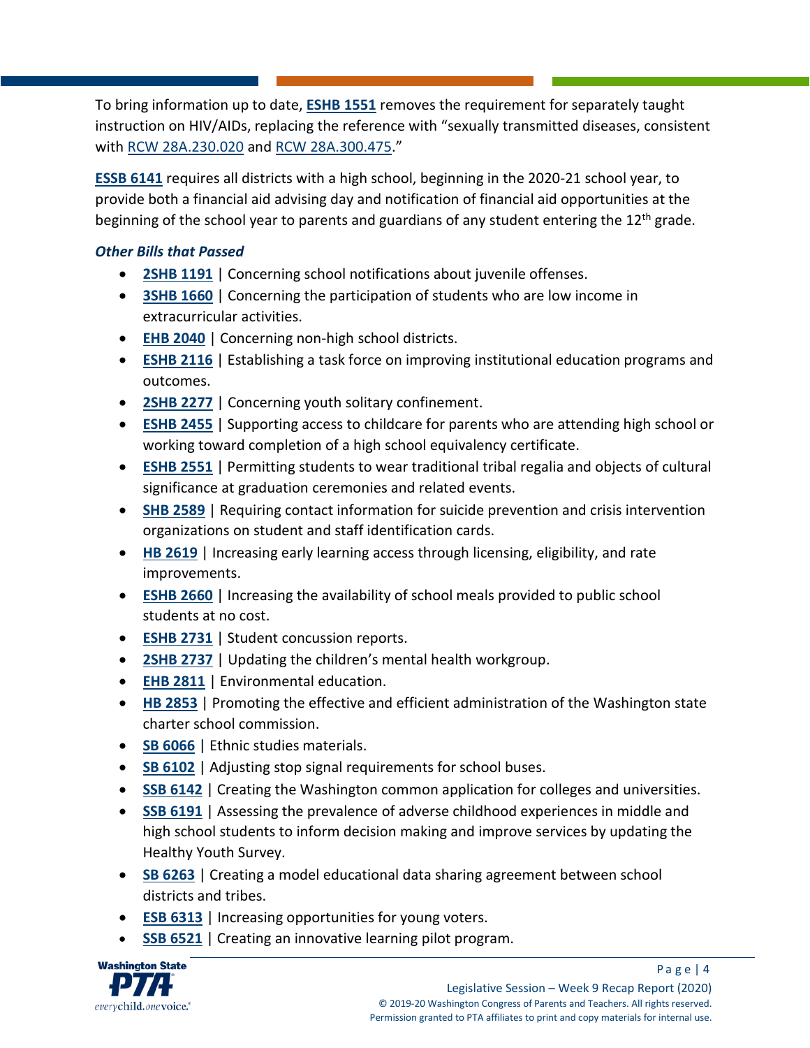To bring information up to date, **ESHB 1551** removes the requirement for separately taught instruction on HIV/AIDs, replacing the reference with "sexually transmitted diseases, consistent with RCW 28A.230.020 and RCW 28A.300.475."

**ESSB 6141** requires all districts with a high school, beginning in the 2020-21 school year, to provide both a financial aid advising day and notification of financial aid opportunities at the beginning of the school year to parents and guardians of any student entering the 12th grade.

### *Other Bills that Passed*

- **2SHB 1191** | Concerning school notifications about juvenile offenses.
- **3SHB 1660** | Concerning the participation of students who are low income in extracurricular activities.
- **EHB 2040** | Concerning non-high school districts.
- **ESHB 2116** | Establishing a task force on improving institutional education programs and outcomes.
- **2SHB 2277** | Concerning youth solitary confinement.
- **ESHB 2455** | Supporting access to childcare for parents who are attending high school or working toward completion of a high school equivalency certificate.
- **ESHB 2551** | Permitting students to wear traditional tribal regalia and objects of cultural significance at graduation ceremonies and related events.
- **SHB 2589** | Requiring contact information for suicide prevention and crisis intervention organizations on student and staff identification cards.
- **HB 2619** | Increasing early learning access through licensing, eligibility, and rate improvements.
- **ESHB 2660** | Increasing the availability of school meals provided to public school students at no cost.
- **ESHB 2731** | Student concussion reports.
- **2SHB 2737** | Updating the children's mental health workgroup.
- **EHB 2811** | Environmental education.
- **HB 2853** | Promoting the effective and efficient administration of the Washington state charter school commission.
- **SB 6066** | Ethnic studies materials.
- **SB 6102** | Adjusting stop signal requirements for school buses.
- **SSB 6142** | Creating the Washington common application for colleges and universities.
- **SSB 6191** | Assessing the prevalence of adverse childhood experiences in middle and high school students to inform decision making and improve services by updating the Healthy Youth Survey.
- **SB 6263** | Creating a model educational data sharing agreement between school districts and tribes.
- **ESB 6313** | Increasing opportunities for young voters.
- **SSB 6521** | Creating an innovative learning pilot program.